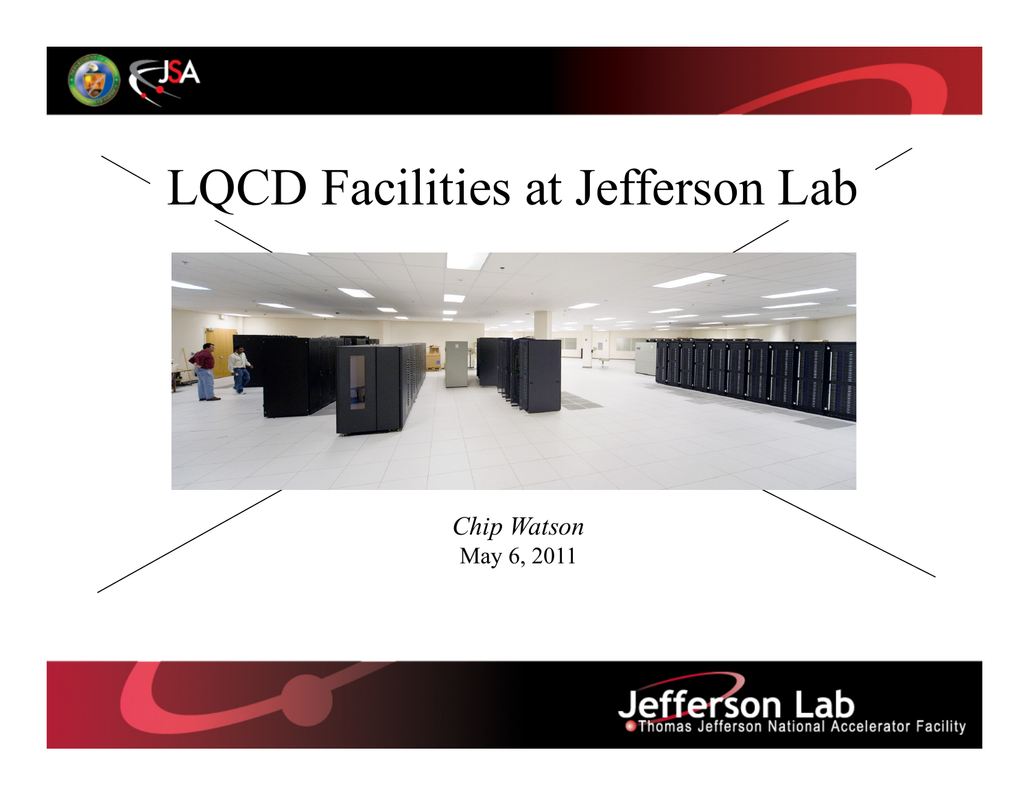# LQCD Facilities at Jefferson Lab

*Chip Watson*

May 6, 2011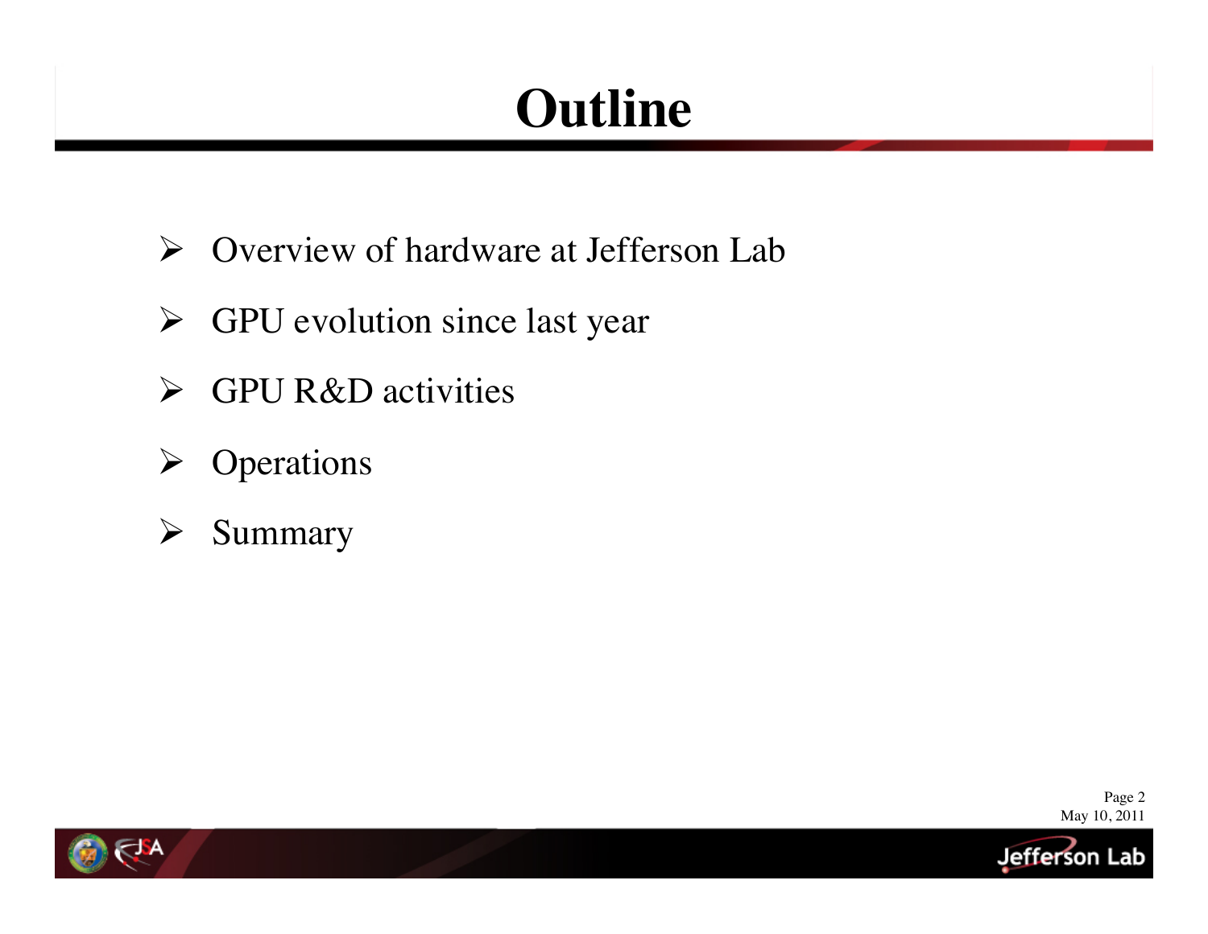# Outline

- Overview of hardware at Jefferson Lab
- GPU evolution since last year
- GPU R&D activities
- Operations
- Summary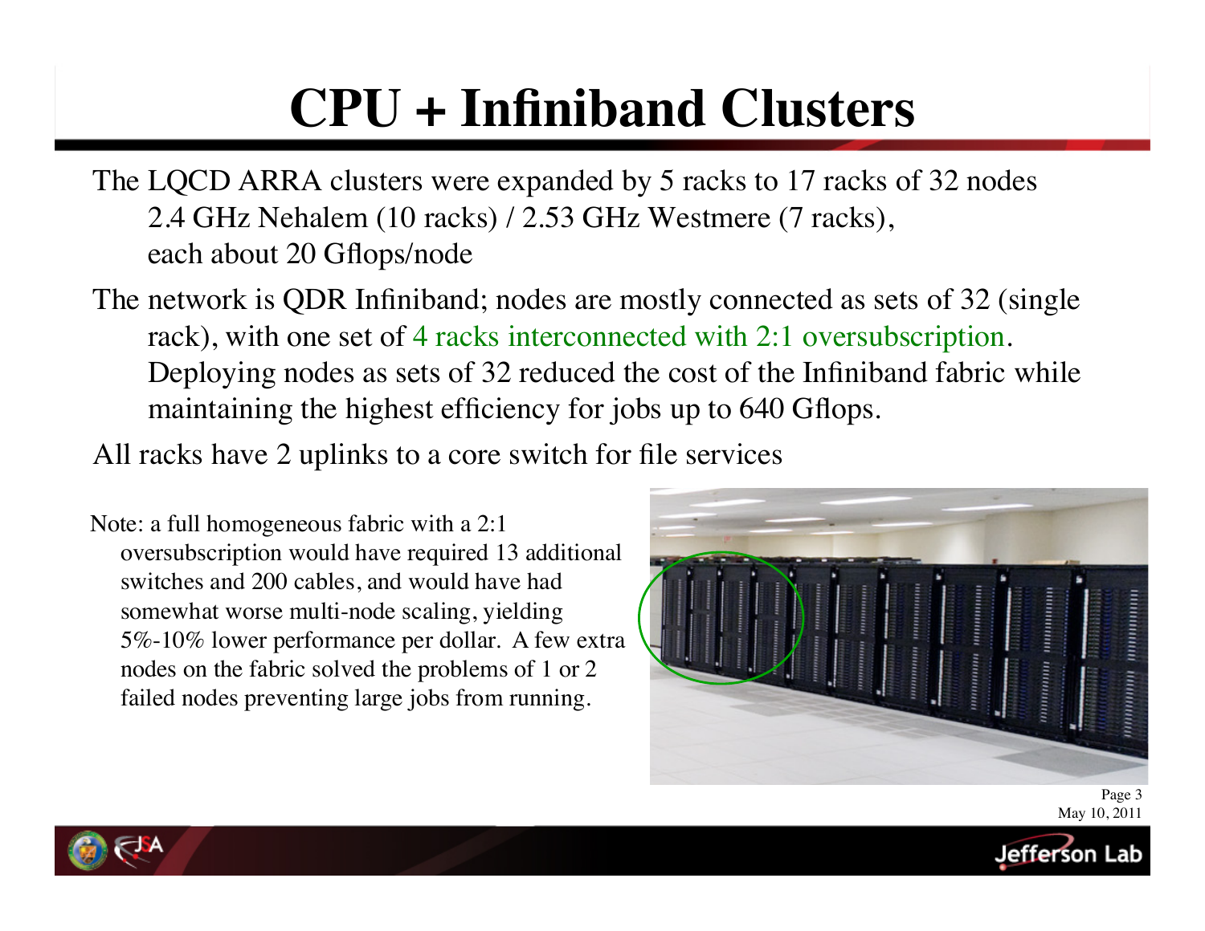# CPU + Infiniband Clusters

The LQCD ARRA clusters were expanded by 5 racks to 17 racks of 32 nodes
- 2.4 GHz Nehalem (10 racks) / 2.53 GHz Westmere (7 racks), each about 20 Gflops/node

The network is QDR Infiniband; nodes are mostly connected as sets of 32 (single rack), with one set of 4 racks interconnected with 2:1 oversubscription. Deploying nodes as sets of 32 reduced the cost of the Infiniband fabric while maintaining the highest efficiency for jobs up to 640 Gflops.

All racks have 2 uplinks to a core switch for file services

Note: a full homogeneous fabric with a 2:1 oversubscription would have required 13 additional switches and 200 cables, and would have had somewhat worse multi-node scaling, yielding 5%-10% lower performance per dollar. A few extra nodes on the fabric solved the problems of 1 or 2 failed nodes preventing large jobs from running.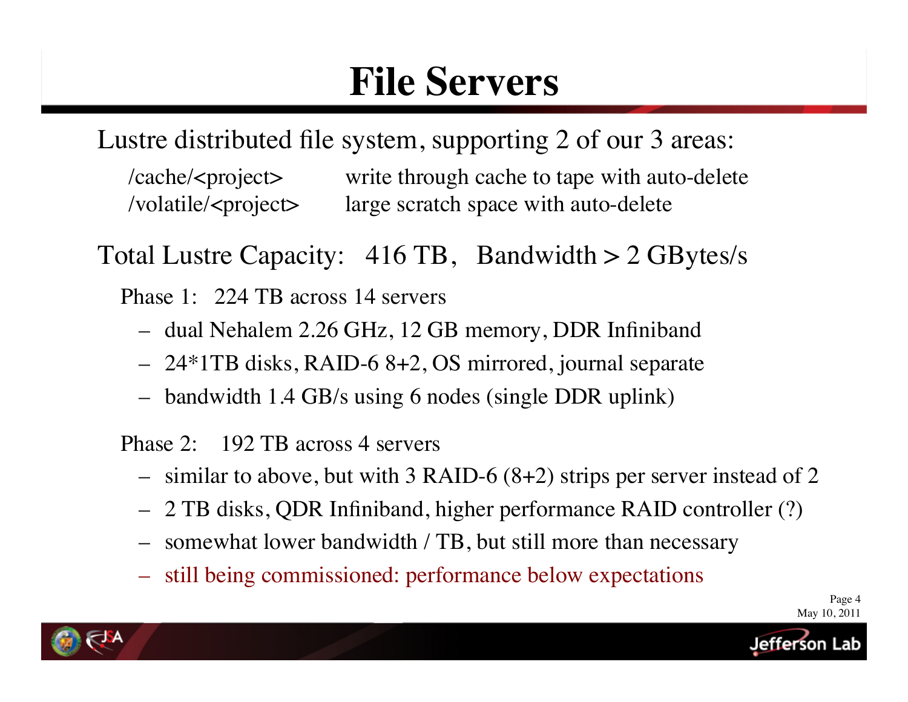# File Servers

Lustre distributed file system, supporting 2 of our 3 areas:

| | |
|---|---|
| /cache/<project> | write through cache to tape with auto-delete |
| /volatile/<project> | large scratch space with auto-delete |

Total Lustre Capacity: 416 TB, Bandwidth > 2 GBytes/s

Phase 1: 224 TB across 14 servers

- dual Nehalem 2.26 GHz, 12 GB memory, DDR Infiniband
- 24*1TB disks, RAID-6 8+2, OS mirrored, journal separate
- bandwidth 1.4 GB/s using 6 nodes (single DDR uplink)

Phase 2: 192 TB across 4 servers

- similar to above, but with 3 RAID-6 (8+2) strips per server instead of 2
- 2 TB disks, QDR Infiniband, higher performance RAID controller (?)
- somewhat lower bandwidth / TB, but still more than necessary
- still being commissioned: performance below expectations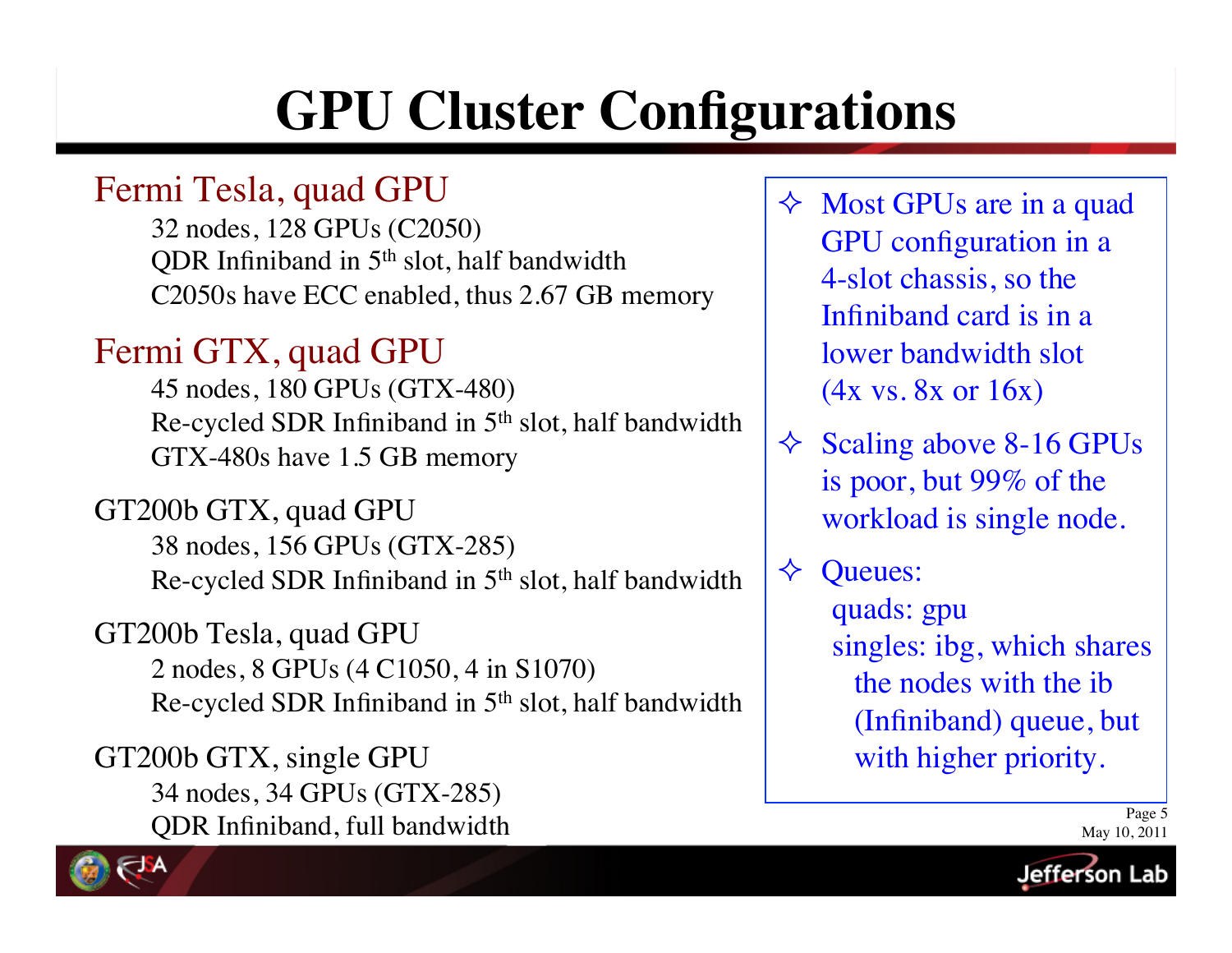# GPU Cluster Configurations

### Fermi Tesla, quad GPU

32 nodes, 128 GPUs (C2050)
QDR Infiniband in 5th slot, half bandwidth
C2050s have ECC enabled, thus 2.67 GB memory

### Fermi GTX, quad GPU

45 nodes, 180 GPUs (GTX-480)
Re-cycled SDR Infiniband in 5th slot, half bandwidth
GTX-480s have 1.5 GB memory

### GT200b GTX, quad GPU

38 nodes, 156 GPUs (GTX-285)
Re-cycled SDR Infiniband in 5th slot, half bandwidth

### GT200b Tesla, quad GPU

2 nodes, 8 GPUs (4 C1050, 4 in S1070)
Re-cycled SDR Infiniband in 5th slot, half bandwidth

### GT200b GTX, single GPU

34 nodes, 34 GPUs (GTX-285)
QDR Infiniband, full bandwidth

- Most GPUs are in a quad GPU configuration in a 4-slot chassis, so the Infiniband card is in a lower bandwidth slot (4x vs. 8x or 16x)
- Scaling above 8-16 GPUs is poor, but 99% of the workload is single node.
- Queues:
  - quads: gpu
  - singles: ibg, which shares the nodes with the ib (Infiniband) queue, but with higher priority.

May 10, 2011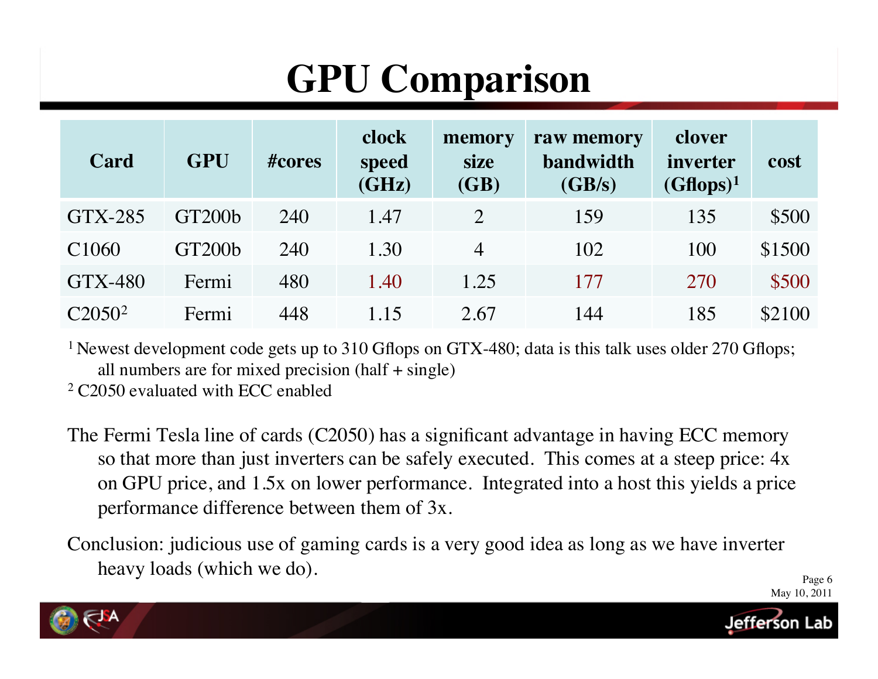# GPU Comparison

| Card | GPU | #cores | clock speed (GHz) | memory size (GB) | raw memory bandwidth (GB/s) | clover inverter (Gflops)[1] | cost |
|---|---|---|---|---|---|---|---|
| GTX-285 | GT200b | 240 | 1.47 | 2 | 159 | 135 | $500 |
| C1060 | GT200b | 240 | 1.30 | 4 | 102 | 100 | $1500 |
| GTX-480 | Fermi | 480 | 1.40 | 1.25 | 177 | 270 | $500 |
| C2050[2] | Fermi | 448 | 1.15 | 2.67 | 144 | 185 | $2100 |

[1] Newest development code gets up to 310 Gflops on GTX-480; data is this talk uses older 270 Gflops; all numbers are for mixed precision (half + single)

[2] C2050 evaluated with ECC enabled

The Fermi Tesla line of cards (C2050) has a significant advantage in having ECC memory so that more than just inverters can be safely executed. This comes at a steep price: 4x on GPU price, and 1.5x on lower performance. Integrated into a host this yields a price performance difference between them of 3x.

Conclusion: judicious use of gaming cards is a very good idea as long as we have inverter heavy loads (which we do).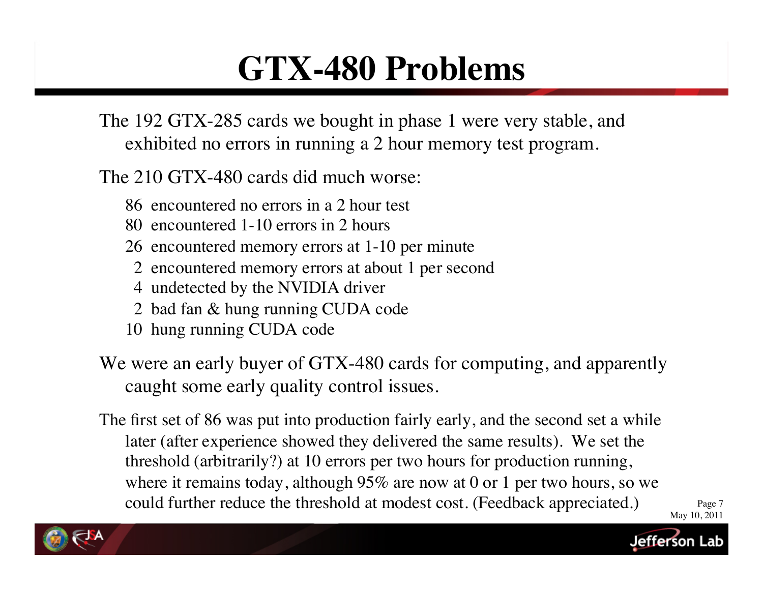# GTX-480 Problems

The 192 GTX-285 cards we bought in phase 1 were very stable, and exhibited no errors in running a 2 hour memory test program.

The 210 GTX-480 cards did much worse:

- 86 encountered no errors in a 2 hour test
- 80 encountered 1-10 errors in 2 hours
- 26 encountered memory errors at 1-10 per minute
- 2 encountered memory errors at about 1 per second
- 4 undetected by the NVIDIA driver
- 2 bad fan & hung running CUDA code
- 10 hung running CUDA code

We were an early buyer of GTX-480 cards for computing, and apparently caught some early quality control issues.

The first set of 86 was put into production fairly early, and the second set a while later (after experience showed they delivered the same results). We set the threshold (arbitrarily?) at 10 errors per two hours for production running, where it remains today, although 95% are now at 0 or 1 per two hours, so we could further reduce the threshold at modest cost. (Feedback appreciated.)

May 10, 2011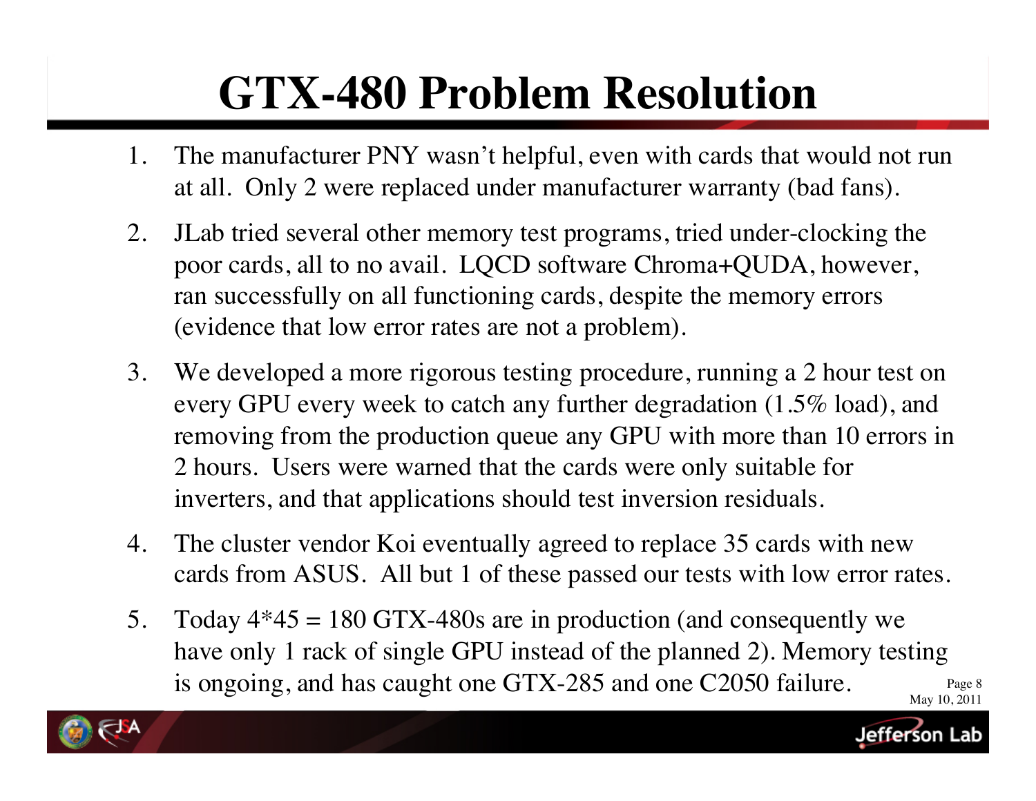# GTX-480 Problem Resolution

1. The manufacturer PNY wasn't helpful, even with cards that would not run at all. Only 2 were replaced under manufacturer warranty (bad fans).
2. JLab tried several other memory test programs, tried under-clocking the poor cards, all to no avail. LQCD software Chroma+QUDA, however, ran successfully on all functioning cards, despite the memory errors (evidence that low error rates are not a problem).
3. We developed a more rigorous testing procedure, running a 2 hour test on every GPU every week to catch any further degradation (1.5% load), and removing from the production queue any GPU with more than 10 errors in 2 hours. Users were warned that the cards were only suitable for inverters, and that applications should test inversion residuals.
4. The cluster vendor Koi eventually agreed to replace 35 cards with new cards from ASUS. All but 1 of these passed our tests with low error rates.
5. Today 4*45 = 180 GTX-480s are in production (and consequently we have only 1 rack of single GPU instead of the planned 2). Memory testing is ongoing, and has caught one GTX-285 and one C2050 failure.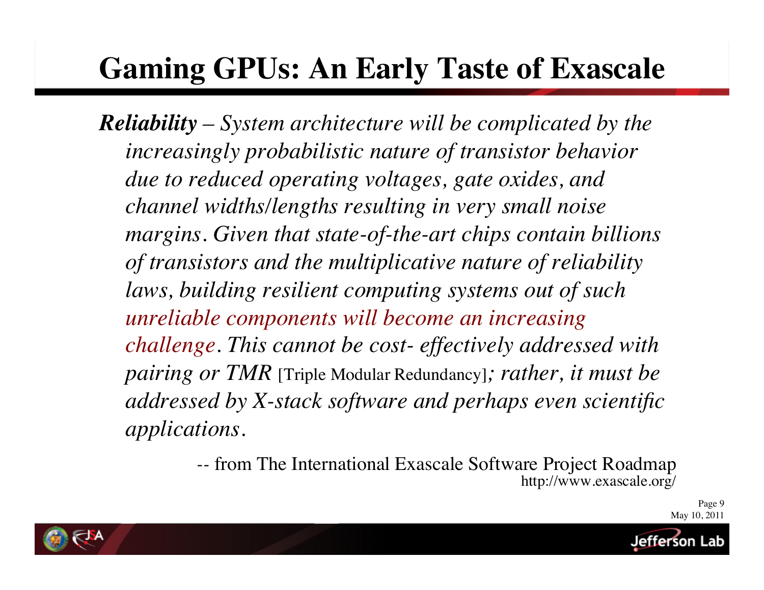# Gaming GPUs: An Early Taste of Exascale

***Reliability*** *– System architecture will be complicated by the increasingly probabilistic nature of transistor behavior due to reduced operating voltages, gate oxides, and channel widths/lengths resulting in very small noise margins. Given that state-of-the-art chips contain billions of transistors and the multiplicative nature of reliability laws, building resilient computing systems out of such unreliable components will become an increasing challenge. This cannot be cost- effectively addressed with pairing or TMR* [Triple Modular Redundancy]*; rather, it must be addressed by X-stack software and perhaps even scientific applications.*

-- from The International Exascale Software Project Roadmap
http://www.exascale.org/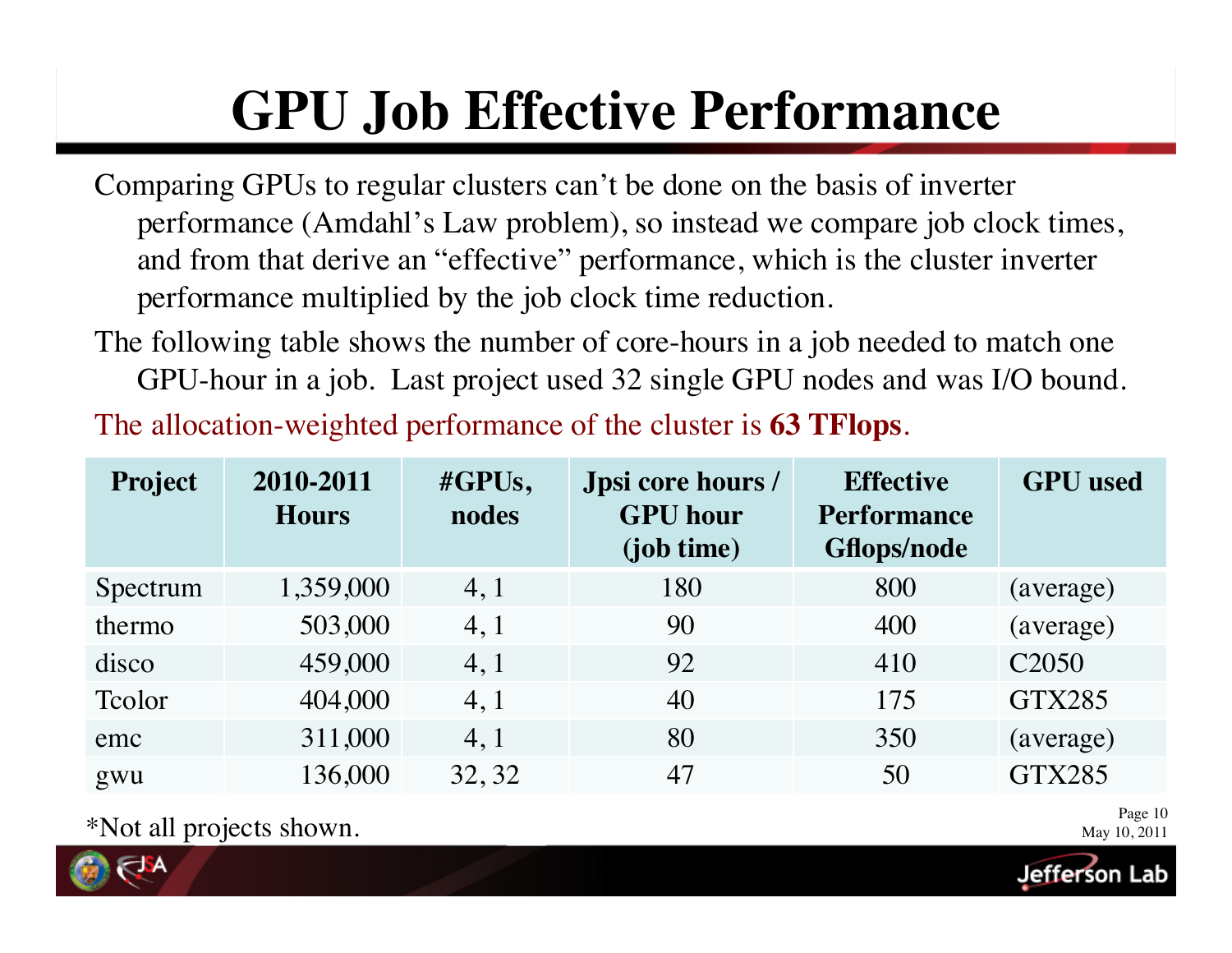# GPU Job Effective Performance

Comparing GPUs to regular clusters can't be done on the basis of inverter performance (Amdahl's Law problem), so instead we compare job clock times, and from that derive an "effective" performance, which is the cluster inverter performance multiplied by the job clock time reduction.

The following table shows the number of core-hours in a job needed to match one GPU-hour in a job. Last project used 32 single GPU nodes and was I/O bound.

The allocation-weighted performance of the cluster is **63 TFlops**.

| Project | 2010-2011 Hours | #GPUs, nodes | Jpsi core hours / GPU hour (job time) | Effective Performance Gflops/node | GPU used |
|---|---|---|---|---|---|
| Spectrum | 1,359,000 | 4, 1 | 180 | 800 | (average) |
| thermo | 503,000 | 4, 1 | 90 | 400 | (average) |
| disco | 459,000 | 4, 1 | 92 | 410 | C2050 |
| Tcolor | 404,000 | 4, 1 | 40 | 175 | GTX285 |
| emc | 311,000 | 4, 1 | 80 | 350 | (average) |
| gwu | 136,000 | 32, 32 | 47 | 50 | GTX285 |

*Not all projects shown.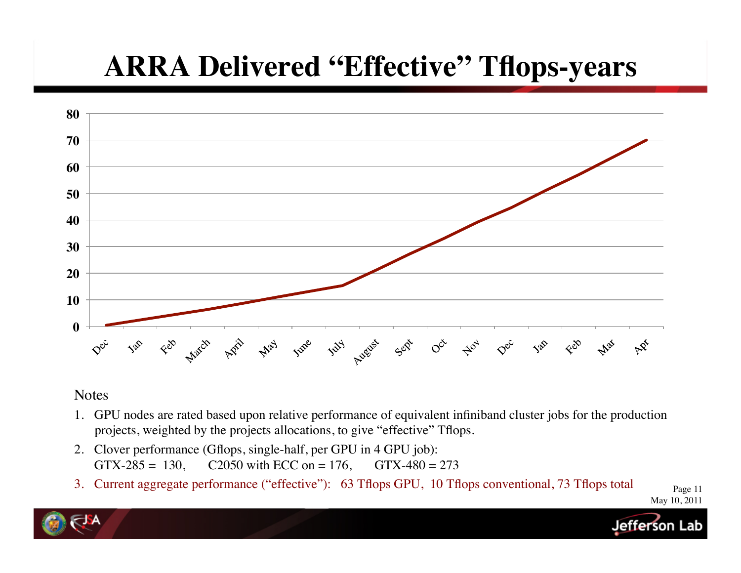# ARRA Delivered "Effective" Tflops-years

Notes

1. GPU nodes are rated based upon relative performance of equivalent infiniband cluster jobs for the production projects, weighted by the projects allocations, to give "effective" Tflops.
2. Clover performance (Gflops, single-half, per GPU in 4 GPU job):
   GTX-285 = 130,  C2050 with ECC on = 176,  GTX-480 = 273
3. Current aggregate performance ("effective"): 63 Tflops GPU, 10 Tflops conventional, 73 Tflops total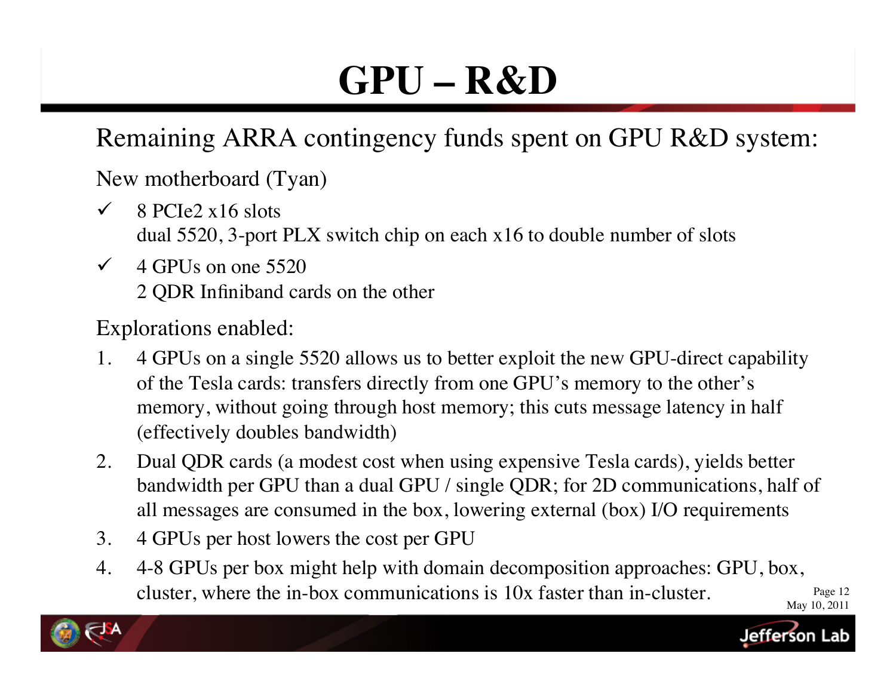# GPU – R&D

Remaining ARRA contingency funds spent on GPU R&D system:

New motherboard (Tyan)

- ✓ 8 PCIe2 x16 slots
  dual 5520, 3-port PLX switch chip on each x16 to double number of slots
- ✓ 4 GPUs on one 5520
  2 QDR Infiniband cards on the other

Explorations enabled:

1. 4 GPUs on a single 5520 allows us to better exploit the new GPU-direct capability of the Tesla cards: transfers directly from one GPU's memory to the other's memory, without going through host memory; this cuts message latency in half (effectively doubles bandwidth)
2. Dual QDR cards (a modest cost when using expensive Tesla cards), yields better bandwidth per GPU than a dual GPU / single QDR; for 2D communications, half of all messages are consumed in the box, lowering external (box) I/O requirements
3. 4 GPUs per host lowers the cost per GPU
4. 4-8 GPUs per box might help with domain decomposition approaches: GPU, box, cluster, where the in-box communications is 10x faster than in-cluster.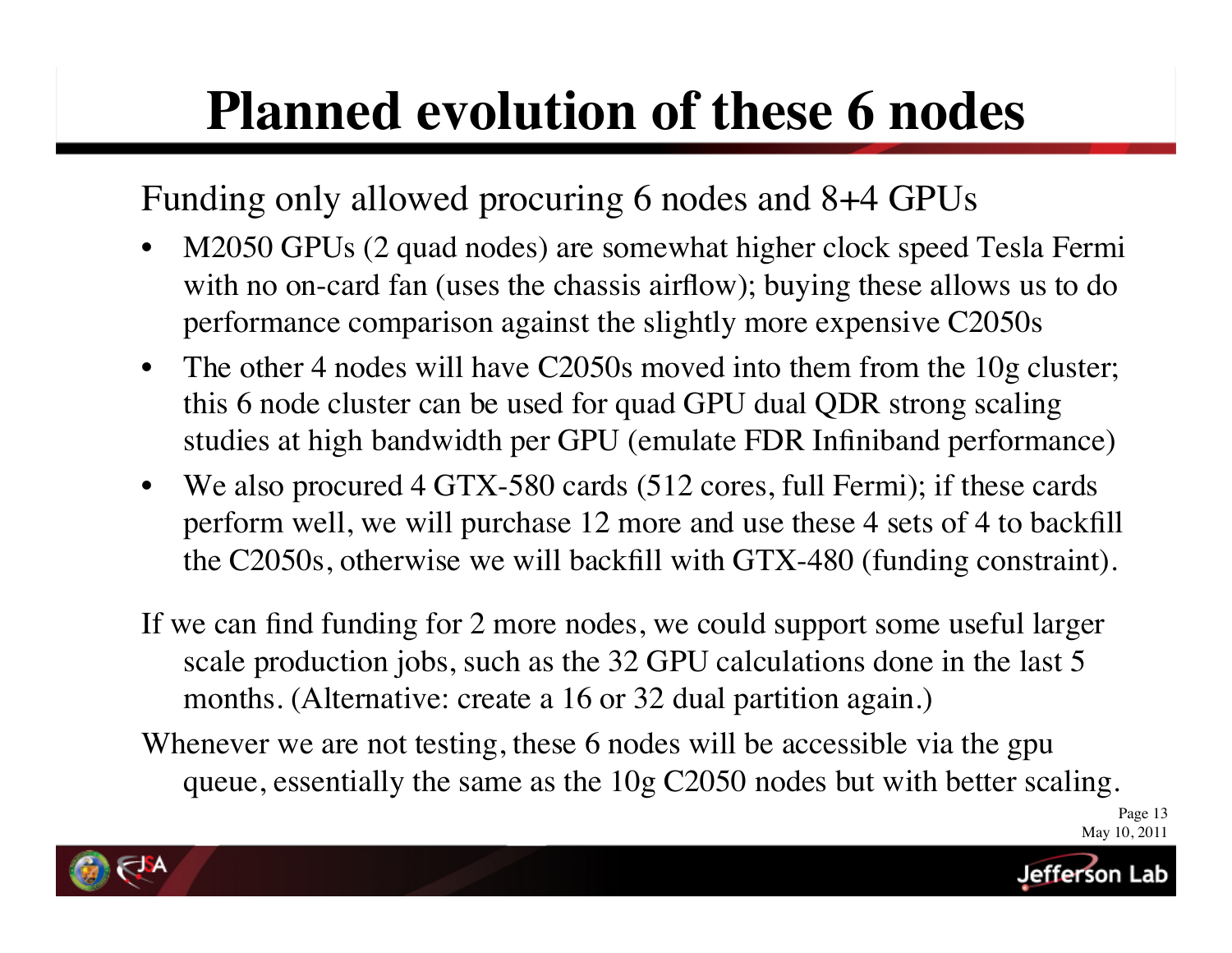# Planned evolution of these 6 nodes

Funding only allowed procuring 6 nodes and 8+4 GPUs

- M2050 GPUs (2 quad nodes) are somewhat higher clock speed Tesla Fermi with no on-card fan (uses the chassis airflow); buying these allows us to do performance comparison against the slightly more expensive C2050s
- The other 4 nodes will have C2050s moved into them from the 10g cluster; this 6 node cluster can be used for quad GPU dual QDR strong scaling studies at high bandwidth per GPU (emulate FDR Infiniband performance)
- We also procured 4 GTX-580 cards (512 cores, full Fermi); if these cards perform well, we will purchase 12 more and use these 4 sets of 4 to backfill the C2050s, otherwise we will backfill with GTX-480 (funding constraint).

If we can find funding for 2 more nodes, we could support some useful larger scale production jobs, such as the 32 GPU calculations done in the last 5 months. (Alternative: create a 16 or 32 dual partition again.)

Whenever we are not testing, these 6 nodes will be accessible via the gpu queue, essentially the same as the 10g C2050 nodes but with better scaling.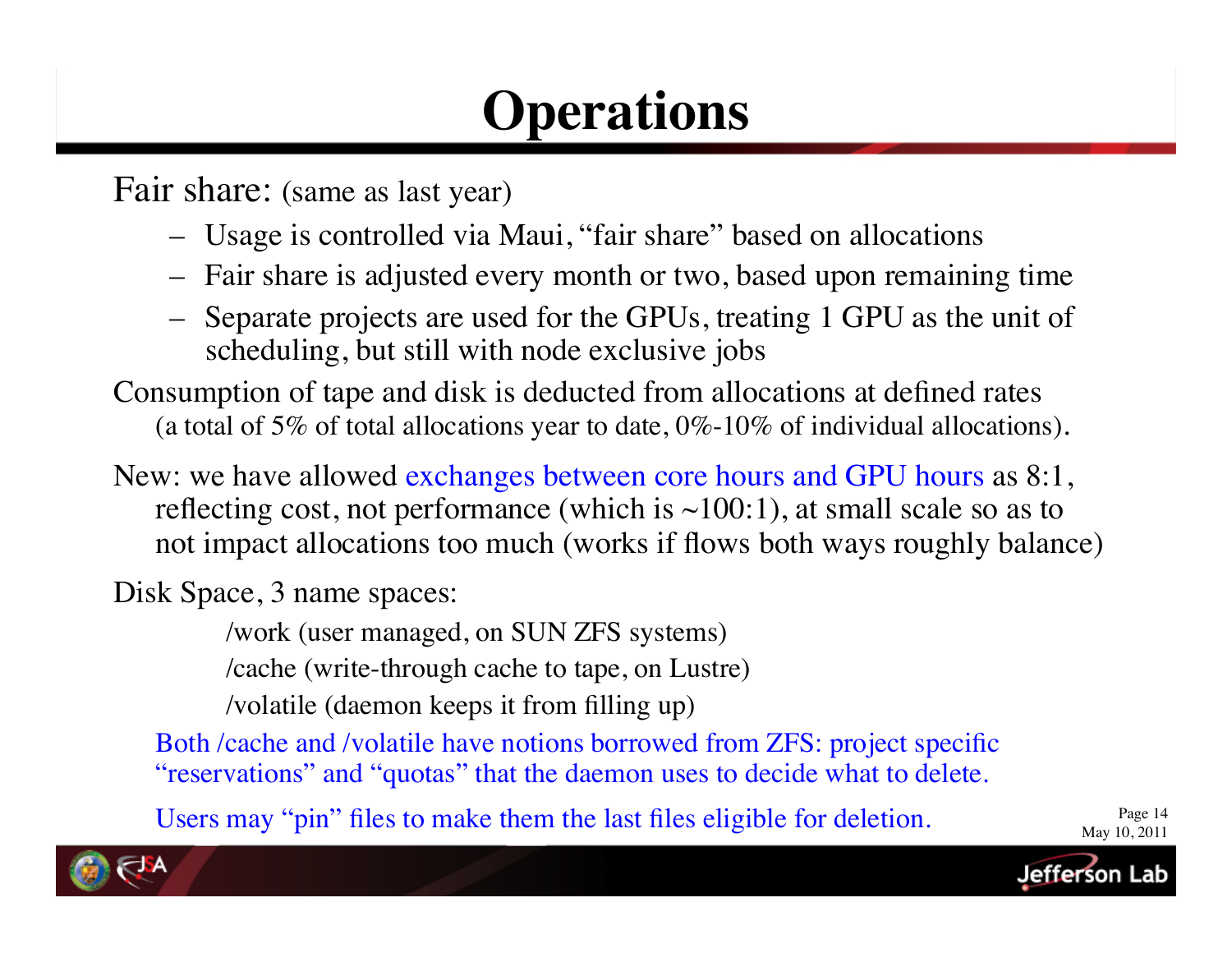# Operations

Fair share: (same as last year)

- Usage is controlled via Maui, "fair share" based on allocations
- Fair share is adjusted every month or two, based upon remaining time
- Separate projects are used for the GPUs, treating 1 GPU as the unit of scheduling, but still with node exclusive jobs

Consumption of tape and disk is deducted from allocations at defined rates (a total of 5% of total allocations year to date, 0%-10% of individual allocations).

New: we have allowed exchanges between core hours and GPU hours as 8:1, reflecting cost, not performance (which is ~100:1), at small scale so as to not impact allocations too much (works if flows both ways roughly balance)

Disk Space, 3 name spaces:

/work (user managed, on SUN ZFS systems)

/cache (write-through cache to tape, on Lustre)

/volatile (daemon keeps it from filling up)

Both /cache and /volatile have notions borrowed from ZFS: project specific "reservations" and "quotas" that the daemon uses to decide what to delete.

Users may "pin" files to make them the last files eligible for deletion.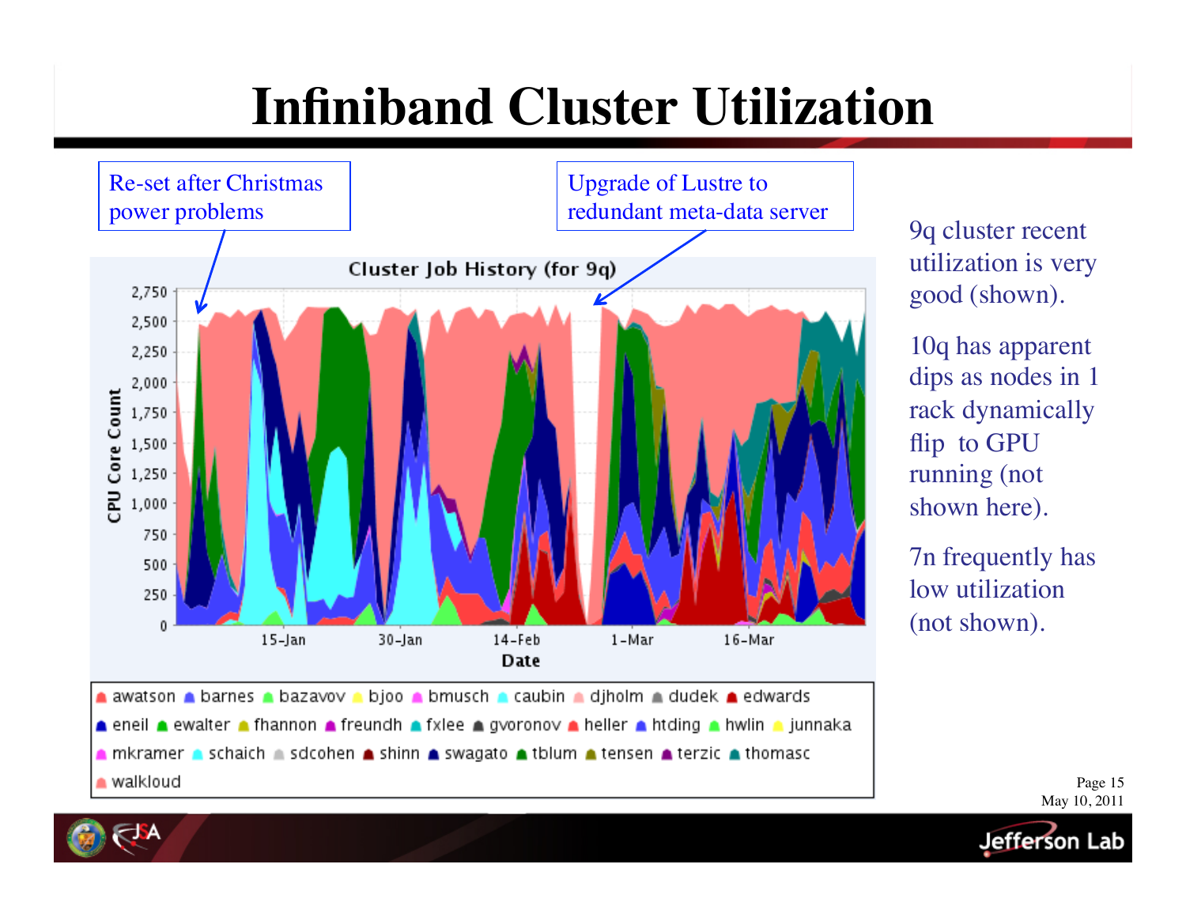# Infiniband Cluster Utilization

Re-set after Christmas power problems

Upgrade of Lustre to redundant meta-data server

9q cluster recent utilization is very good (shown).

10q has apparent dips as nodes in 1 rack dynamically flip to GPU running (not shown here).

7n frequently has low utilization (not shown).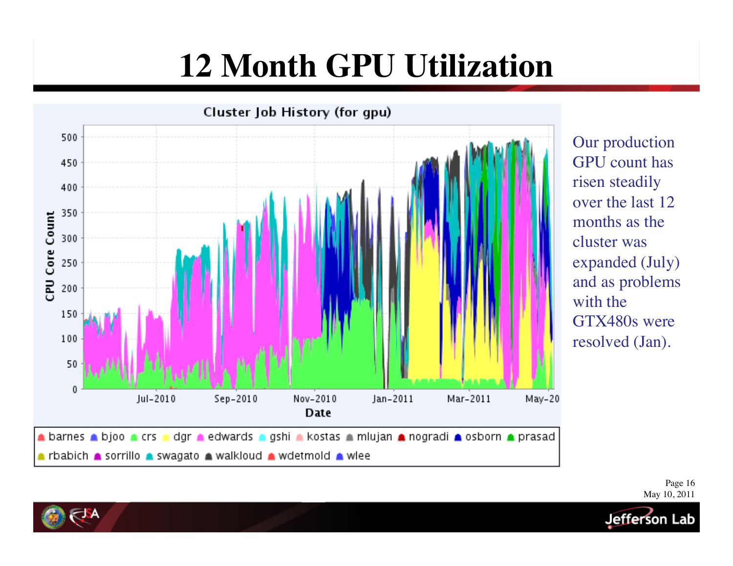# 12 Month GPU Utilization

Our production GPU count has risen steadily over the last 12 months as the cluster was expanded (July) and as problems with the GTX480s were resolved (Jan).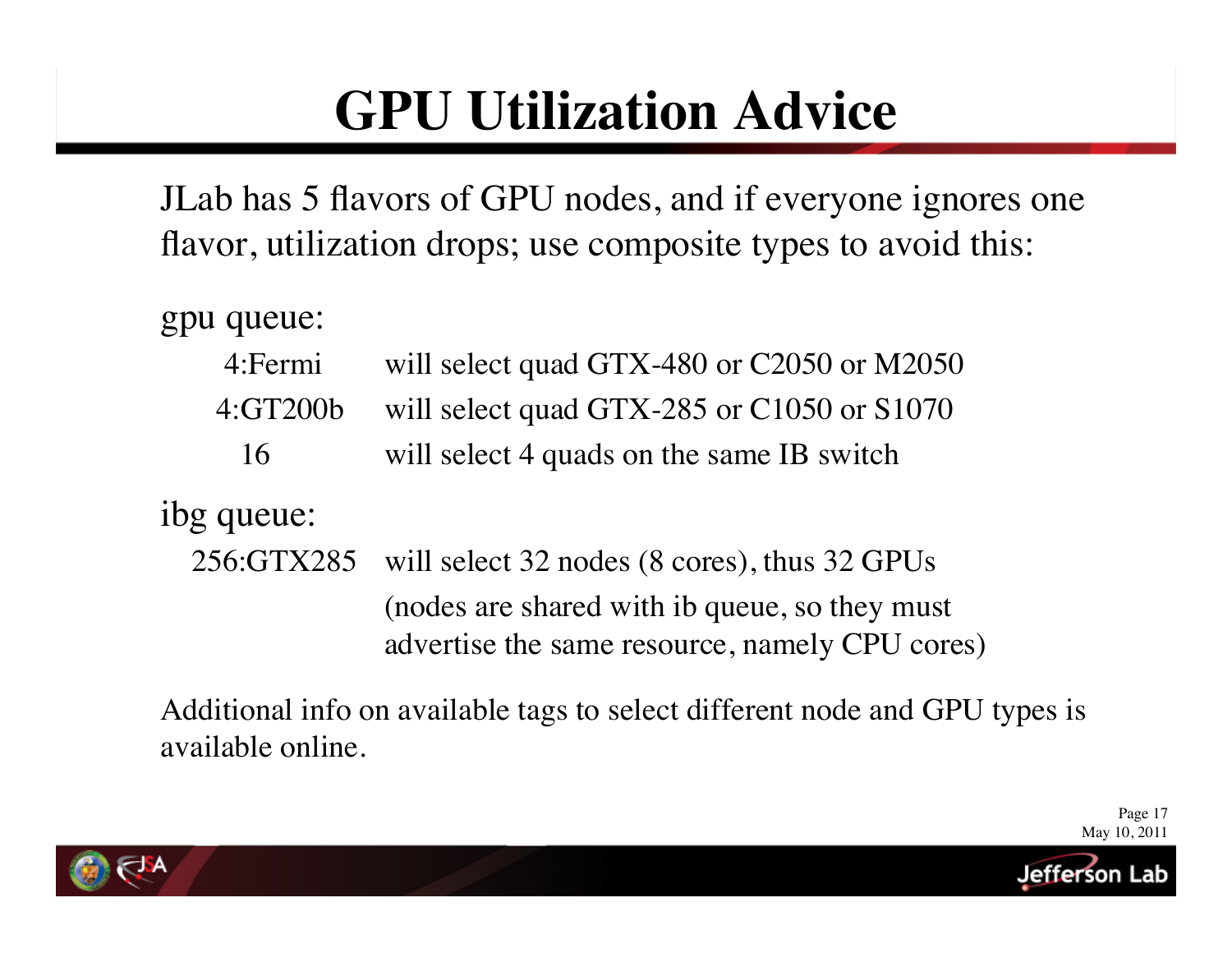# GPU Utilization Advice

JLab has 5 flavors of GPU nodes, and if everyone ignores one flavor, utilization drops; use composite types to avoid this:

gpu queue:

| | |
|---|---|
| 4:Fermi | will select quad GTX-480 or C2050 or M2050 |
| 4:GT200b | will select quad GTX-285 or C1050 or S1070 |
| 16 | will select 4 quads on the same IB switch |

ibg queue:

| | |
|---|---|
| 256:GTX285 | will select 32 nodes (8 cores), thus 32 GPUs (nodes are shared with ib queue, so they must advertise the same resource, namely CPU cores) |

Additional info on available tags to select different node and GPU types is available online.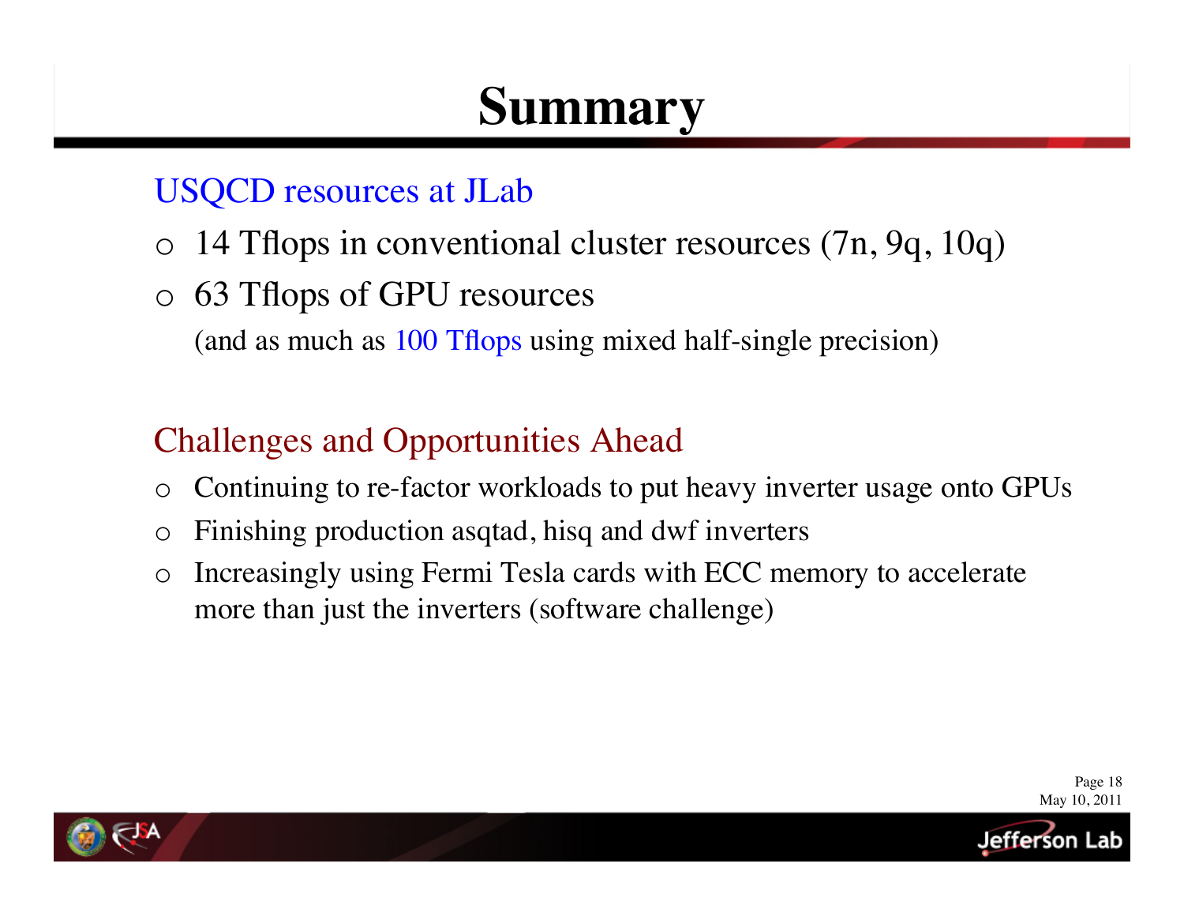# Summary

## USQCD resources at JLab

- 14 Tflops in conventional cluster resources (7n, 9q, 10q)
- 63 Tflops of GPU resources

  (and as much as 100 Tflops using mixed half-single precision)

## Challenges and Opportunities Ahead

- Continuing to re-factor workloads to put heavy inverter usage onto GPUs
- Finishing production asqtad, hisq and dwf inverters
- Increasingly using Fermi Tesla cards with ECC memory to accelerate more than just the inverters (software challenge)